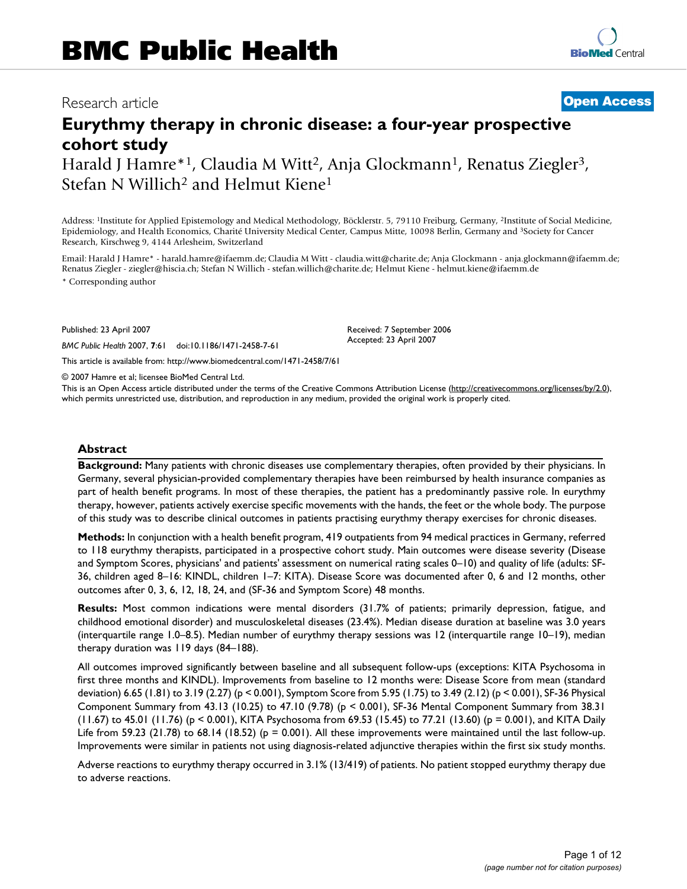# BMC Public Health

Research article

**Open Access**

# Eurythmy therapy in chronic disease: a four-year prospective cohort study

Harald J Hamre*[1], Claudia M Witt[2], Anja Glockmann[1], Renatus Ziegler[3], Stefan N Willich[2] and Helmut Kiene[1]

Address: [1]Institute for Applied Epistemology and Medical Methodology, Böcklerstr. 5, 79110 Freiburg, Germany, [2]Institute of Social Medicine, Epidemiology, and Health Economics, Charité University Medical Center, Campus Mitte, 10098 Berlin, Germany and [3]Society for Cancer Research, Kirschweg 9, 4144 Arlesheim, Switzerland

Email: Harald J Hamre* - harald.hamre@ifaemm.de; Claudia M Witt - claudia.witt@charite.de; Anja Glockmann - anja.glockmann@ifaemm.de; Renatus Ziegler - ziegler@hiscia.ch; Stefan N Willich - stefan.willich@charite.de; Helmut Kiene - helmut.kiene@ifaemm.de

\* Corresponding author

Published: 23 April 2007

*BMC Public Health* 2007, **7**:61 doi:10.1186/1471-2458-7-61

Received: 7 September 2006
Accepted: 23 April 2007

This article is available from: http://www.biomedcentral.com/1471-2458/7/61

© 2007 Hamre et al; licensee BioMed Central Ltd.

This is an Open Access article distributed under the terms of the Creative Commons Attribution License (http://creativecommons.org/licenses/by/2.0), which permits unrestricted use, distribution, and reproduction in any medium, provided the original work is properly cited.

## Abstract

**Background:** Many patients with chronic diseases use complementary therapies, often provided by their physicians. In Germany, several physician-provided complementary therapies have been reimbursed by health insurance companies as part of health benefit programs. In most of these therapies, the patient has a predominantly passive role. In eurythmy therapy, however, patients actively exercise specific movements with the hands, the feet or the whole body. The purpose of this study was to describe clinical outcomes in patients practising eurythmy therapy exercises for chronic diseases.

**Methods:** In conjunction with a health benefit program, 419 outpatients from 94 medical practices in Germany, referred to 118 eurythmy therapists, participated in a prospective cohort study. Main outcomes were disease severity (Disease and Symptom Scores, physicians' and patients' assessment on numerical rating scales 0–10) and quality of life (adults: SF-36, children aged 8–16: KINDL, children 1–7: KITA). Disease Score was documented after 0, 6 and 12 months, other outcomes after 0, 3, 6, 12, 18, 24, and (SF-36 and Symptom Score) 48 months.

**Results:** Most common indications were mental disorders (31.7% of patients; primarily depression, fatigue, and childhood emotional disorder) and musculoskeletal diseases (23.4%). Median disease duration at baseline was 3.0 years (interquartile range 1.0–8.5). Median number of eurythmy therapy sessions was 12 (interquartile range 10–19), median therapy duration was 119 days (84–188).

All outcomes improved significantly between baseline and all subsequent follow-ups (exceptions: KITA Psychosoma in first three months and KINDL). Improvements from baseline to 12 months were: Disease Score from mean (standard deviation) 6.65 (1.81) to 3.19 (2.27) ($p < 0.001$), Symptom Score from 5.95 (1.75) to 3.49 (2.12) ($p < 0.001$), SF-36 Physical Component Summary from 43.13 (10.25) to 47.10 (9.78) ($p < 0.001$), SF-36 Mental Component Summary from 38.31 (11.67) to 45.01 (11.76) ($p < 0.001$), KITA Psychosoma from 69.53 (15.45) to 77.21 (13.60) ($p = 0.001$), and KITA Daily Life from 59.23 (21.78) to 68.14 (18.52) ($p = 0.001$). All these improvements were maintained until the last follow-up. Improvements were similar in patients not using diagnosis-related adjunctive therapies within the first six study months.

Adverse reactions to eurythmy therapy occurred in 3.1% (13/419) of patients. No patient stopped eurythmy therapy due to adverse reactions.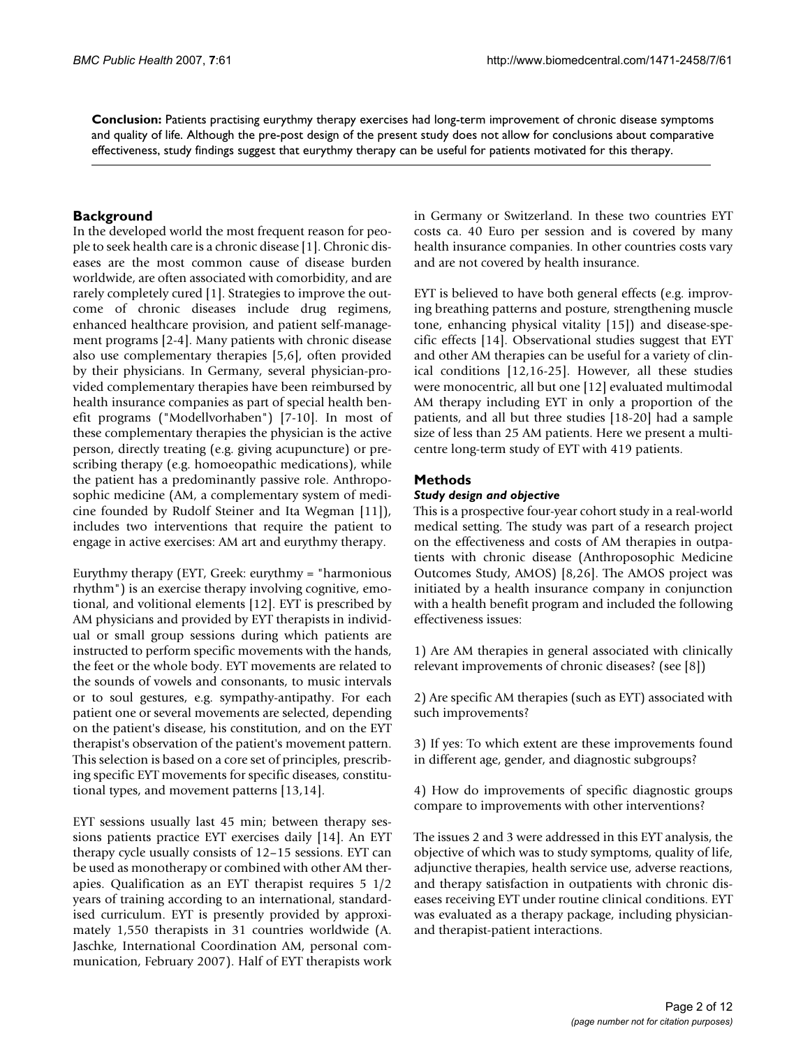**Conclusion:** Patients practising eurythmy therapy exercises had long-term improvement of chronic disease symptoms and quality of life. Although the pre-post design of the present study does not allow for conclusions about comparative effectiveness, study findings suggest that eurythmy therapy can be useful for patients motivated for this therapy.

## Background

In the developed world the most frequent reason for people to seek health care is a chronic disease [1]. Chronic diseases are the most common cause of disease burden worldwide, are often associated with comorbidity, and are rarely completely cured [1]. Strategies to improve the outcome of chronic diseases include drug regimens, enhanced healthcare provision, and patient self-management programs [2-4]. Many patients with chronic disease also use complementary therapies [5,6], often provided by their physicians. In Germany, several physician-provided complementary therapies have been reimbursed by health insurance companies as part of special health benefit programs ("Modellvorhaben") [7-10]. In most of these complementary therapies the physician is the active person, directly treating (e.g. giving acupuncture) or prescribing therapy (e.g. homoeopathic medications), while the patient has a predominantly passive role. Anthroposophic medicine (AM, a complementary system of medicine founded by Rudolf Steiner and Ita Wegman [11]), includes two interventions that require the patient to engage in active exercises: AM art and eurythmy therapy.

Eurythmy therapy (EYT, Greek: eurythmy = "harmonious rhythm") is an exercise therapy involving cognitive, emotional, and volitional elements [12]. EYT is prescribed by AM physicians and provided by EYT therapists in individual or small group sessions during which patients are instructed to perform specific movements with the hands, the feet or the whole body. EYT movements are related to the sounds of vowels and consonants, to music intervals or to soul gestures, e.g. sympathy-antipathy. For each patient one or several movements are selected, depending on the patient's disease, his constitution, and on the EYT therapist's observation of the patient's movement pattern. This selection is based on a core set of principles, prescribing specific EYT movements for specific diseases, constitutional types, and movement patterns [13,14].

EYT sessions usually last 45 min; between therapy sessions patients practice EYT exercises daily [14]. An EYT therapy cycle usually consists of 12–15 sessions. EYT can be used as monotherapy or combined with other AM therapies. Qualification as an EYT therapist requires 5 1/2 years of training according to an international, standardised curriculum. EYT is presently provided by approximately 1,550 therapists in 31 countries worldwide (A. Jaschke, International Coordination AM, personal communication, February 2007). Half of EYT therapists work in Germany or Switzerland. In these two countries EYT costs ca. 40 Euro per session and is covered by many health insurance companies. In other countries costs vary and are not covered by health insurance.

EYT is believed to have both general effects (e.g. improving breathing patterns and posture, strengthening muscle tone, enhancing physical vitality [15]) and disease-specific effects [14]. Observational studies suggest that EYT and other AM therapies can be useful for a variety of clinical conditions [12,16-25]. However, all these studies were monocentric, all but one [12] evaluated multimodal AM therapy including EYT in only a proportion of the patients, and all but three studies [18-20] had a sample size of less than 25 AM patients. Here we present a multicentre long-term study of EYT with 419 patients.

## Methods

### *Study design and objective*

This is a prospective four-year cohort study in a real-world medical setting. The study was part of a research project on the effectiveness and costs of AM therapies in outpatients with chronic disease (Anthroposophic Medicine Outcomes Study, AMOS) [8,26]. The AMOS project was initiated by a health insurance company in conjunction with a health benefit program and included the following effectiveness issues:

1) Are AM therapies in general associated with clinically relevant improvements of chronic diseases? (see [8])

2) Are specific AM therapies (such as EYT) associated with such improvements?

3) If yes: To which extent are these improvements found in different age, gender, and diagnostic subgroups?

4) How do improvements of specific diagnostic groups compare to improvements with other interventions?

The issues 2 and 3 were addressed in this EYT analysis, the objective of which was to study symptoms, quality of life, adjunctive therapies, health service use, adverse reactions, and therapy satisfaction in outpatients with chronic diseases receiving EYT under routine clinical conditions. EYT was evaluated as a therapy package, including physician- and therapist-patient interactions.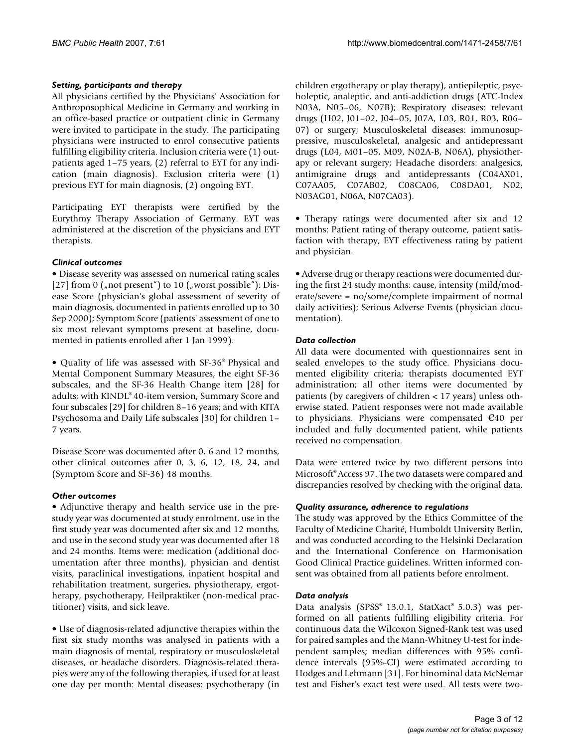### *Setting, participants and therapy*

All physicians certified by the Physicians' Association for Anthroposophical Medicine in Germany and working in an office-based practice or outpatient clinic in Germany were invited to participate in the study. The participating physicians were instructed to enrol consecutive patients fulfilling eligibility criteria. Inclusion criteria were (1) outpatients aged 1–75 years, (2) referral to EYT for any indication (main diagnosis). Exclusion criteria were (1) previous EYT for main diagnosis, (2) ongoing EYT.

Participating EYT therapists were certified by the Eurythmy Therapy Association of Germany. EYT was administered at the discretion of the physicians and EYT therapists.

### *Clinical outcomes*

• Disease severity was assessed on numerical rating scales [27] from 0 („not present") to 10 („worst possible"): Disease Score (physician's global assessment of severity of main diagnosis, documented in patients enrolled up to 30 Sep 2000); Symptom Score (patients' assessment of one to six most relevant symptoms present at baseline, documented in patients enrolled after 1 Jan 1999).

• Quality of life was assessed with SF-36® Physical and Mental Component Summary Measures, the eight SF-36 subscales, and the SF-36 Health Change item [28] for adults; with KINDL® 40-item version, Summary Score and four subscales [29] for children 8–16 years; and with KITA Psychosoma and Daily Life subscales [30] for children 1–7 years.

Disease Score was documented after 0, 6 and 12 months, other clinical outcomes after 0, 3, 6, 12, 18, 24, and (Symptom Score and SF-36) 48 months.

### *Other outcomes*

• Adjunctive therapy and health service use in the pre-study year was documented at study enrolment, use in the first study year was documented after six and 12 months, and use in the second study year was documented after 18 and 24 months. Items were: medication (additional documentation after three months), physician and dentist visits, paraclinical investigations, inpatient hospital and rehabilitation treatment, surgeries, physiotherapy, ergotherapy, psychotherapy, Heilpraktiker (non-medical practitioner) visits, and sick leave.

• Use of diagnosis-related adjunctive therapies within the first six study months was analysed in patients with a main diagnosis of mental, respiratory or musculoskeletal diseases, or headache disorders. Diagnosis-related therapies were any of the following therapies, if used for at least one day per month: Mental diseases: psychotherapy (in children ergotherapy or play therapy), antiepileptic, psycholeptic, analeptic, and anti-addiction drugs (ATC-Index N03A, N05–06, N07B); Respiratory diseases: relevant drugs (H02, J01–02, J04–05, J07A, L03, R01, R03, R06–07) or surgery; Musculoskeletal diseases: immunosuppressive, musculoskeletal, analgesic and antidepressant drugs (L04, M01–05, M09, N02A-B, N06A), physiotherapy or relevant surgery; Headache disorders: analgesics, antimigraine drugs and antidepressants (C04AX01, C07AA05, C07AB02, C08CA06, C08DA01, N02, N03AG01, N06A, N07CA03).

• Therapy ratings were documented after six and 12 months: Patient rating of therapy outcome, patient satisfaction with therapy, EYT effectiveness rating by patient and physician.

• Adverse drug or therapy reactions were documented during the first 24 study months: cause, intensity (mild/moderate/severe = no/some/complete impairment of normal daily activities); Serious Adverse Events (physician documentation).

### *Data collection*

All data were documented with questionnaires sent in sealed envelopes to the study office. Physicians documented eligibility criteria; therapists documented EYT administration; all other items were documented by patients (by caregivers of children < 17 years) unless otherwise stated. Patient responses were not made available to physicians. Physicians were compensated €40 per included and fully documented patient, while patients received no compensation.

Data were entered twice by two different persons into Microsoft® Access 97. The two datasets were compared and discrepancies resolved by checking with the original data.

### *Quality assurance, adherence to regulations*

The study was approved by the Ethics Committee of the Faculty of Medicine Charité, Humboldt University Berlin, and was conducted according to the Helsinki Declaration and the International Conference on Harmonisation Good Clinical Practice guidelines. Written informed consent was obtained from all patients before enrolment.

### *Data analysis*

Data analysis (SPSS® 13.0.1, StatXact® 5.0.3) was performed on all patients fulfilling eligibility criteria. For continuous data the Wilcoxon Signed-Rank test was used for paired samples and the Mann-Whitney U-test for independent samples; median differences with 95% confidence intervals (95%-CI) were estimated according to Hodges and Lehmann [31]. For binominal data McNemar test and Fisher's exact test were used. All tests were two-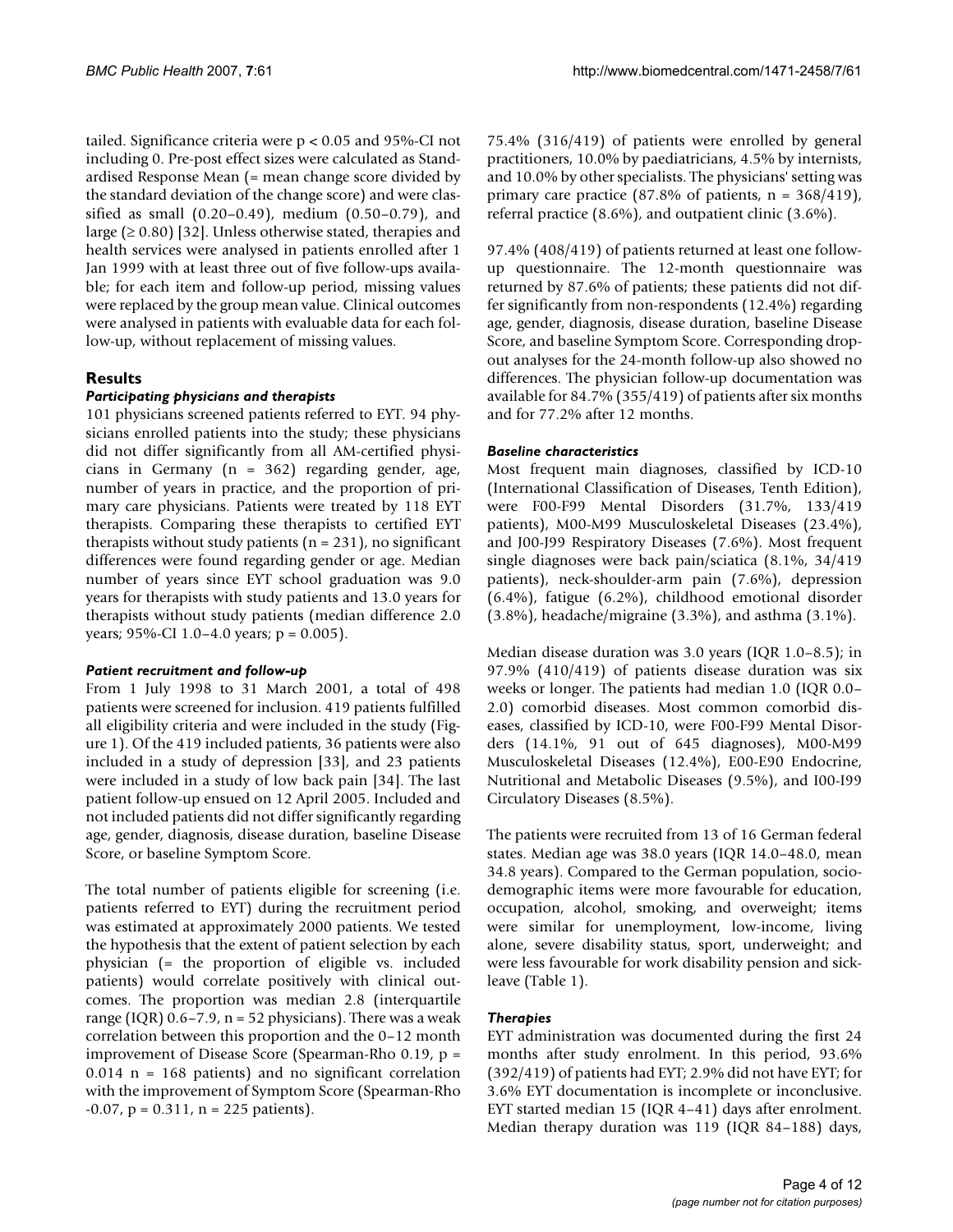tailed. Significance criteria were $p < 0.05$ and 95%-CI not including 0. Pre-post effect sizes were calculated as Standardised Response Mean (= mean change score divided by the standard deviation of the change score) and were classified as small (0.20–0.49), medium (0.50–0.79), and large (≥ 0.80) [32]. Unless otherwise stated, therapies and health services were analysed in patients enrolled after 1 Jan 1999 with at least three out of five follow-ups available; for each item and follow-up period, missing values were replaced by the group mean value. Clinical outcomes were analysed in patients with evaluable data for each follow-up, without replacement of missing values.

## Results

### *Participating physicians and therapists*

101 physicians screened patients referred to EYT. 94 physicians enrolled patients into the study; these physicians did not differ significantly from all AM-certified physicians in Germany (n = 362) regarding gender, age, number of years in practice, and the proportion of primary care physicians. Patients were treated by 118 EYT therapists. Comparing these therapists to certified EYT therapists without study patients (n = 231), no significant differences were found regarding gender or age. Median number of years since EYT school graduation was 9.0 years for therapists with study patients and 13.0 years for therapists without study patients (median difference 2.0 years; 95%-CI 1.0–4.0 years; $p = 0.005$).

### *Patient recruitment and follow-up*

From 1 July 1998 to 31 March 2001, a total of 498 patients were screened for inclusion. 419 patients fulfilled all eligibility criteria and were included in the study (Figure 1). Of the 419 included patients, 36 patients were also included in a study of depression [33], and 23 patients were included in a study of low back pain [34]. The last patient follow-up ensued on 12 April 2005. Included and not included patients did not differ significantly regarding age, gender, diagnosis, disease duration, baseline Disease Score, or baseline Symptom Score.

The total number of patients eligible for screening (i.e. patients referred to EYT) during the recruitment period was estimated at approximately 2000 patients. We tested the hypothesis that the extent of patient selection by each physician (= the proportion of eligible vs. included patients) would correlate positively with clinical outcomes. The proportion was median 2.8 (interquartile range (IQR) 0.6–7.9, n = 52 physicians). There was a weak correlation between this proportion and the 0–12 month improvement of Disease Score (Spearman-Rho 0.19, $p = 0.014$ n = 168 patients) and no significant correlation with the improvement of Symptom Score (Spearman-Rho -0.07, $p = 0.311$, n = 225 patients).

75.4% (316/419) of patients were enrolled by general practitioners, 10.0% by paediatricians, 4.5% by internists, and 10.0% by other specialists. The physicians' setting was primary care practice (87.8% of patients, n = 368/419), referral practice (8.6%), and outpatient clinic (3.6%).

97.4% (408/419) of patients returned at least one follow-up questionnaire. The 12-month questionnaire was returned by 87.6% of patients; these patients did not differ significantly from non-respondents (12.4%) regarding age, gender, diagnosis, disease duration, baseline Disease Score, and baseline Symptom Score. Corresponding drop-out analyses for the 24-month follow-up also showed no differences. The physician follow-up documentation was available for 84.7% (355/419) of patients after six months and for 77.2% after 12 months.

### *Baseline characteristics*

Most frequent main diagnoses, classified by ICD-10 (International Classification of Diseases, Tenth Edition), were F00-F99 Mental Disorders (31.7%, 133/419 patients), M00-M99 Musculoskeletal Diseases (23.4%), and J00-J99 Respiratory Diseases (7.6%). Most frequent single diagnoses were back pain/sciatica (8.1%, 34/419 patients), neck-shoulder-arm pain (7.6%), depression (6.4%), fatigue (6.2%), childhood emotional disorder (3.8%), headache/migraine (3.3%), and asthma (3.1%).

Median disease duration was 3.0 years (IQR 1.0–8.5); in 97.9% (410/419) of patients disease duration was six weeks or longer. The patients had median 1.0 (IQR 0.0–2.0) comorbid diseases. Most common comorbid diseases, classified by ICD-10, were F00-F99 Mental Disorders (14.1%, 91 out of 645 diagnoses), M00-M99 Musculoskeletal Diseases (12.4%), E00-E90 Endocrine, Nutritional and Metabolic Diseases (9.5%), and I00-I99 Circulatory Diseases (8.5%).

The patients were recruited from 13 of 16 German federal states. Median age was 38.0 years (IQR 14.0–48.0, mean 34.8 years). Compared to the German population, socio-demographic items were more favourable for education, occupation, alcohol, smoking, and overweight; items were similar for unemployment, low-income, living alone, severe disability status, sport, underweight; and were less favourable for work disability pension and sick-leave (Table 1).

### *Therapies*

EYT administration was documented during the first 24 months after study enrolment. In this period, 93.6% (392/419) of patients had EYT; 2.9% did not have EYT; for 3.6% EYT documentation is incomplete or inconclusive. EYT started median 15 (IQR 4–41) days after enrolment. Median therapy duration was 119 (IQR 84–188) days,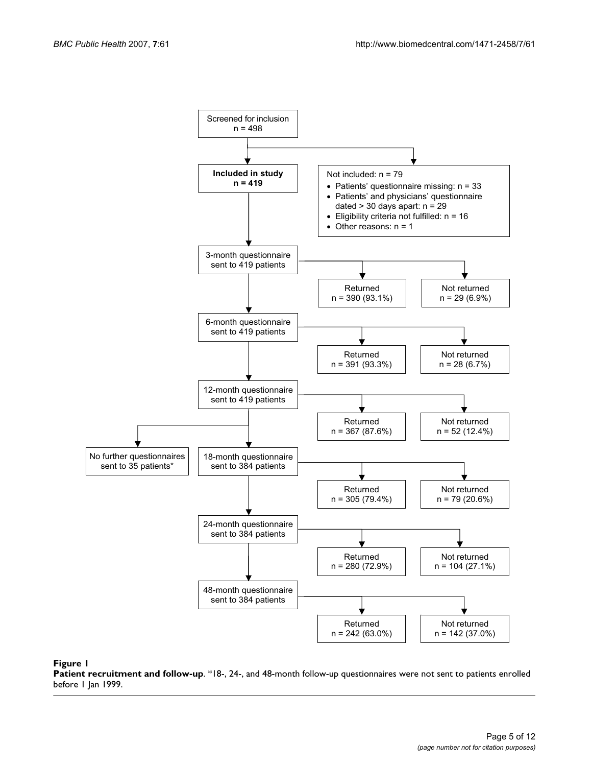Screened for inclusion
n = 498

**Included in study**
**n = 419**

Not included: n = 79
- Patients' questionnaire missing: n = 33
- Patients' and physicians' questionnaire dated > 30 days apart: n = 29
- Eligibility criteria not fulfilled: n = 16
- Other reasons: n = 1

3-month questionnaire sent to 419 patients
- Returned n = 390 (93.1%)
- Not returned n = 29 (6.9%)

6-month questionnaire sent to 419 patients
- Returned n = 391 (93.3%)
- Not returned n = 28 (6.7%)

12-month questionnaire sent to 419 patients
- Returned n = 367 (87.6%)
- Not returned n = 52 (12.4%)

No further questionnaires sent to 35 patients*

18-month questionnaire sent to 384 patients
- Returned n = 305 (79.4%)
- Not returned n = 79 (20.6%)

24-month questionnaire sent to 384 patients
- Returned n = 280 (72.9%)
- Not returned n = 104 (27.1%)

48-month questionnaire sent to 384 patients
- Returned n = 242 (63.0%)
- Not returned n = 142 (37.0%)

**Figure 1**
**Patient recruitment and follow-up**. *18-, 24-, and 48-month follow-up questionnaires were not sent to patients enrolled before 1 Jan 1999.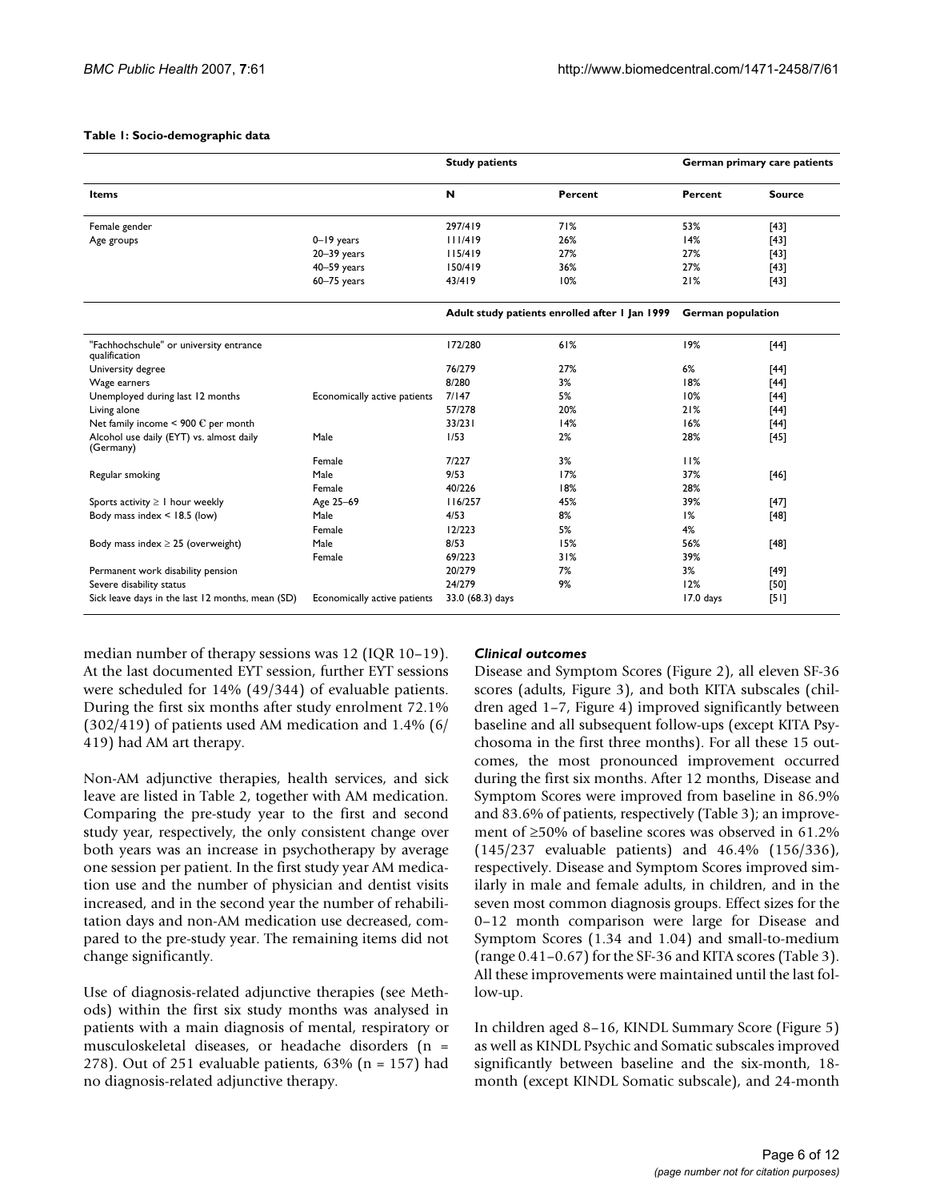**Table 1: Socio-demographic data**

| Items | | Study patients | | German primary care patients | |
|---|---|---|---|---|---|
| | | N | Percent | Percent | Source |
| Female gender | | 297/419 | 71% | 53% | [43] |
| Age groups | 0–19 years | 111/419 | 26% | 14% | [43] |
| | 20–39 years | 115/419 | 27% | 27% | [43] |
| | 40–59 years | 150/419 | 36% | 27% | [43] |
| | 60–75 years | 43/419 | 10% | 21% | [43] |
| | | Adult study patients enrolled after 1 Jan 1999 | | German population | |
| "Fachhochschule" or university entrance qualification | | 172/280 | 61% | 19% | [44] |
| University degree | | 76/279 | 27% | 6% | [44] |
| Wage earners | | 8/280 | 3% | 18% | [44] |
| Unemployed during last 12 months | Economically active patients | 7/147 | 5% | 10% | [44] |
| Living alone | | 57/278 | 20% | 21% | [44] |
| Net family income < 900 € per month | | 33/231 | 14% | 16% | [44] |
| Alcohol use daily (EYT) vs. almost daily (Germany) | Male | 1/53 | 2% | 28% | [45] |
| | Female | 7/227 | 3% | 11% | |
| Regular smoking | Male | 9/53 | 17% | 37% | [46] |
| | Female | 40/226 | 18% | 28% | |
| Sports activity ≥ 1 hour weekly | Age 25–69 | 116/257 | 45% | 39% | [47] |
| Body mass index < 18.5 (low) | Male | 4/53 | 8% | 1% | [48] |
| | Female | 12/223 | 5% | 4% | |
| Body mass index ≥ 25 (overweight) | Male | 8/53 | 15% | 56% | [48] |
| | Female | 69/223 | 31% | 39% | |
| Permanent work disability pension | | 20/279 | 7% | 3% | [49] |
| Severe disability status | | 24/279 | 9% | 12% | [50] |
| Sick leave days in the last 12 months, mean (SD) | Economically active patients | 33.0 (68.3) days | | 17.0 days | [51] |

median number of therapy sessions was 12 (IQR 10–19). At the last documented EYT session, further EYT sessions were scheduled for 14% (49/344) of evaluable patients. During the first six months after study enrolment 72.1% (302/419) of patients used AM medication and 1.4% (6/419) had AM art therapy.

Non-AM adjunctive therapies, health services, and sick leave are listed in Table 2, together with AM medication. Comparing the pre-study year to the first and second study year, respectively, the only consistent change over both years was an increase in psychotherapy by average one session per patient. In the first study year AM medication use and the number of physician and dentist visits increased, and in the second year the number of rehabilitation days and non-AM medication use decreased, compared to the pre-study year. The remaining items did not change significantly.

Use of diagnosis-related adjunctive therapies (see Methods) within the first six study months was analysed in patients with a main diagnosis of mental, respiratory or musculoskeletal diseases, or headache disorders (n = 278). Out of 251 evaluable patients, 63% (n = 157) had no diagnosis-related adjunctive therapy.

### *Clinical outcomes*

Disease and Symptom Scores (Figure 2), all eleven SF-36 scores (adults, Figure 3), and both KITA subscales (children aged 1–7, Figure 4) improved significantly between baseline and all subsequent follow-ups (except KITA Psychosoma in the first three months). For all these 15 outcomes, the most pronounced improvement occurred during the first six months. After 12 months, Disease and Symptom Scores were improved from baseline in 86.9% and 83.6% of patients, respectively (Table 3); an improvement of ≥50% of baseline scores was observed in 61.2% (145/237 evaluable patients) and 46.4% (156/336), respectively. Disease and Symptom Scores improved similarly in male and female adults, in children, and in the seven most common diagnosis groups. Effect sizes for the 0–12 month comparison were large for Disease and Symptom Scores (1.34 and 1.04) and small-to-medium (range 0.41–0.67) for the SF-36 and KITA scores (Table 3). All these improvements were maintained until the last follow-up.

In children aged 8–16, KINDL Summary Score (Figure 5) as well as KINDL Psychic and Somatic subscales improved significantly between baseline and the six-month, 18-month (except KINDL Somatic subscale), and 24-month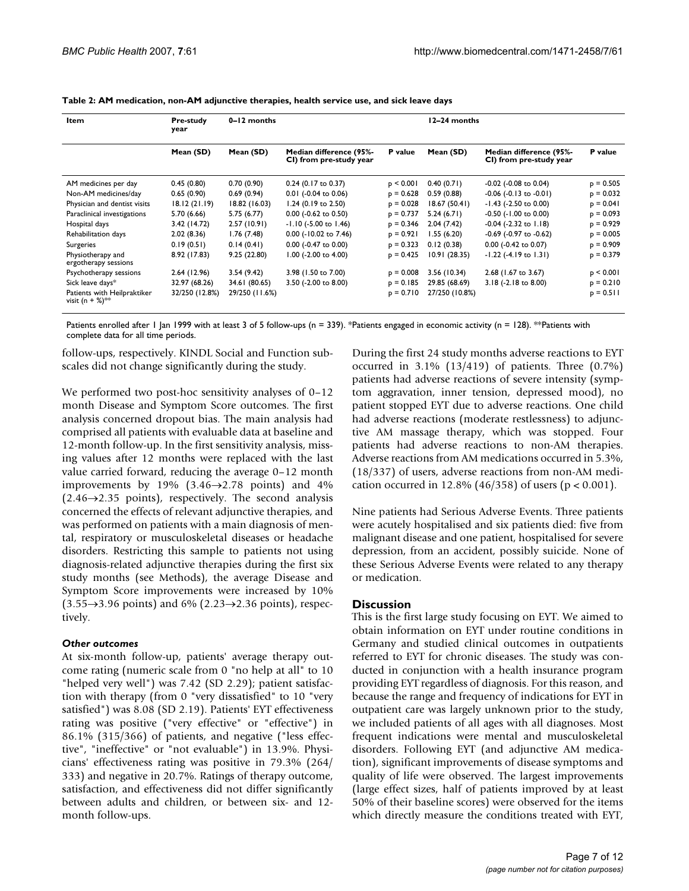**Table 2: AM medication, non-AM adjunctive therapies, health service use, and sick leave days**

| Item | Pre-study year | 0–12 months | | | 12–24 months | | |
|---|---|---|---|---|---|---|---|
| | Mean (SD) | Mean (SD) | Median difference (95%-CI) from pre-study year | P value | Mean (SD) | Median difference (95%-CI) from pre-study year | P value |
| AM medicines per day | 0.45 (0.80) | 0.70 (0.90) | 0.24 (0.17 to 0.37) | p < 0.001 | 0.40 (0.71) | -0.02 (-0.08 to 0.04) | p = 0.505 |
| Non-AM medicines/day | 0.65 (0.90) | 0.69 (0.94) | 0.01 (-0.04 to 0.06) | p = 0.628 | 0.59 (0.88) | -0.06 (-0.13 to -0.01) | p = 0.032 |
| Physician and dentist visits | 18.12 (21.19) | 18.82 (16.03) | 1.24 (0.19 to 2.50) | p = 0.028 | 18.67 (50.41) | -1.43 (-2.50 to 0.00) | p = 0.041 |
| Paraclinical investigations | 5.70 (6.66) | 5.75 (6.77) | 0.00 (-0.62 to 0.50) | p = 0.737 | 5.24 (6.71) | -0.50 (-1.00 to 0.00) | p = 0.093 |
| Hospital days | 3.42 (14.72) | 2.57 (10.91) | -1.10 (-5.00 to 1.46) | p = 0.346 | 2.04 (7.42) | -0.04 (-2.32 to 1.18) | p = 0.929 |
| Rehabilitation days | 2.02 (8.36) | 1.76 (7.48) | 0.00 (-10.02 to 7.46) | p = 0.921 | 1.55 (6.20) | -0.69 (-0.97 to -0.62) | p = 0.005 |
| Surgeries | 0.19 (0.51) | 0.14 (0.41) | 0.00 (-0.47 to 0.00) | p = 0.323 | 0.12 (0.38) | 0.00 (-0.42 to 0.07) | p = 0.909 |
| Physiotherapy and ergotherapy sessions | 8.92 (17.83) | 9.25 (22.80) | 1.00 (-2.00 to 4.00) | p = 0.425 | 10.91 (28.35) | -1.22 (-4.19 to 1.31) | p = 0.379 |
| Psychotherapy sessions | 2.64 (12.96) | 3.54 (9.42) | 3.98 (1.50 to 7.00) | p = 0.008 | 3.56 (10.34) | 2.68 (1.67 to 3.67) | p < 0.001 |
| Sick leave days* | 32.97 (68.26) | 34.61 (80.65) | 3.50 (-2.00 to 8.00) | p = 0.185 | 29.85 (68.69) | 3.18 (-2.18 to 8.00) | p = 0.210 |
| Patients with Heilpraktiker visit (n + %)** | 32/250 (12.8%) | 29/250 (11.6%) | | p = 0.710 | 27/250 (10.8%) | | p = 0.511 |

Patients enrolled after 1 Jan 1999 with at least 3 of 5 follow-ups (n = 339). *Patients engaged in economic activity (n = 128). **Patients with complete data for all time periods.

follow-ups, respectively. KINDL Social and Function subscales did not change significantly during the study.

We performed two post-hoc sensitivity analyses of 0–12 month Disease and Symptom Score outcomes. The first analysis concerned dropout bias. The main analysis had comprised all patients with evaluable data at baseline and 12-month follow-up. In the first sensitivity analysis, missing values after 12 months were replaced with the last value carried forward, reducing the average 0–12 month improvements by 19% (3.46→2.78 points) and 4% (2.46→2.35 points), respectively. The second analysis concerned the effects of relevant adjunctive therapies, and was performed on patients with a main diagnosis of mental, respiratory or musculoskeletal diseases or headache disorders. Restricting this sample to patients not using diagnosis-related adjunctive therapies during the first six study months (see Methods), the average Disease and Symptom Score improvements were increased by 10% (3.55→3.96 points) and 6% (2.23→2.36 points), respectively.

### *Other outcomes*

At six-month follow-up, patients' average therapy outcome rating (numeric scale from 0 "no help at all" to 10 "helped very well") was 7.42 (SD 2.29); patient satisfaction with therapy (from 0 "very dissatisfied" to 10 "very satisfied") was 8.08 (SD 2.19). Patients' EYT effectiveness rating was positive ("very effective" or "effective") in 86.1% (315/366) of patients, and negative ("less effective", "ineffective" or "not evaluable") in 13.9%. Physicians' effectiveness rating was positive in 79.3% (264/333) and negative in 20.7%. Ratings of therapy outcome, satisfaction, and effectiveness did not differ significantly between adults and children, or between six- and 12-month follow-ups.

During the first 24 study months adverse reactions to EYT occurred in 3.1% (13/419) of patients. Three (0.7%) patients had adverse reactions of severe intensity (symptom aggravation, inner tension, depressed mood), no patient stopped EYT due to adverse reactions. One child had adverse reactions (moderate restlessness) to adjunctive AM massage therapy, which was stopped. Four patients had adverse reactions to non-AM therapies. Adverse reactions from AM medications occurred in 5.3%, (18/337) of users, adverse reactions from non-AM medication occurred in 12.8% (46/358) of users ($p < 0.001$).

Nine patients had Serious Adverse Events. Three patients were acutely hospitalised and six patients died: five from malignant disease and one patient, hospitalised for severe depression, from an accident, possibly suicide. None of these Serious Adverse Events were related to any therapy or medication.

## Discussion

This is the first large study focusing on EYT. We aimed to obtain information on EYT under routine conditions in Germany and studied clinical outcomes in outpatients referred to EYT for chronic diseases. The study was conducted in conjunction with a health insurance program providing EYT regardless of diagnosis. For this reason, and because the range and frequency of indications for EYT in outpatient care was largely unknown prior to the study, we included patients of all ages with all diagnoses. Most frequent indications were mental and musculoskeletal disorders. Following EYT (and adjunctive AM medication), significant improvements of disease symptoms and quality of life were observed. The largest improvements (large effect sizes, half of patients improved by at least 50% of their baseline scores) were observed for the items which directly measure the conditions treated with EYT,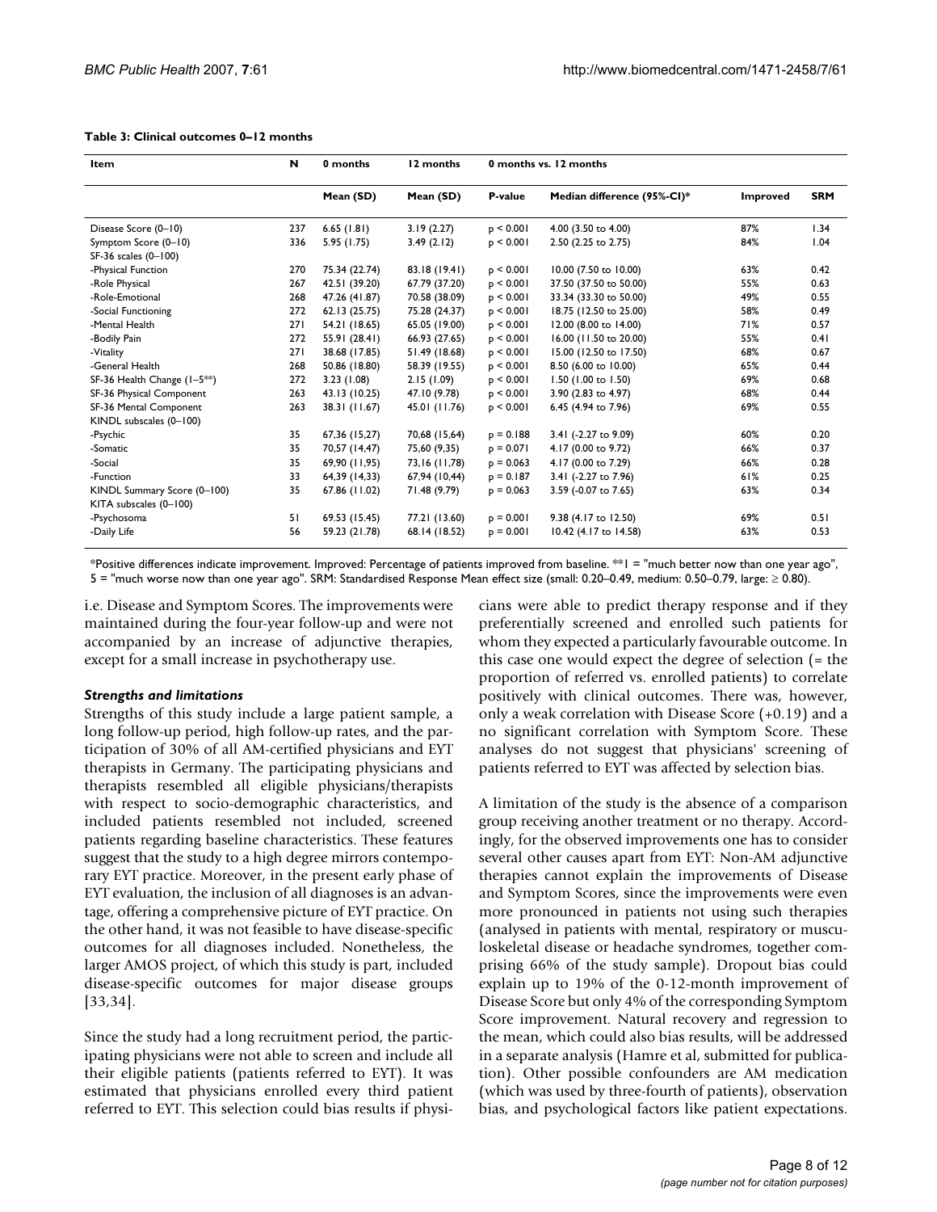**Table 3: Clinical outcomes 0–12 months**

| Item | N | 0 months | 12 months | 0 months vs. 12 months | | | |
|---|---|---|---|---|---|---|---|
| | | Mean (SD) | Mean (SD) | P-value | Median difference (95%-CI)* | Improved | SRM |
| Disease Score (0–10) | 237 | 6.65 (1.81) | 3.19 (2.27) | $p < 0.001$ | 4.00 (3.50 to 4.00) | 87% | 1.34 |
| Symptom Score (0–10) | 336 | 5.95 (1.75) | 3.49 (2.12) | $p < 0.001$ | 2.50 (2.25 to 2.75) | 84% | 1.04 |
| SF-36 scales (0–100) | | | | | | | |
| -Physical Function | 270 | 75.34 (22.74) | 83.18 (19.41) | $p < 0.001$ | 10.00 (7.50 to 10.00) | 63% | 0.42 |
| -Role Physical | 267 | 42.51 (39.20) | 67.79 (37.20) | $p < 0.001$ | 37.50 (37.50 to 50.00) | 55% | 0.63 |
| -Role-Emotional | 268 | 47.26 (41.87) | 70.58 (38.09) | $p < 0.001$ | 33.34 (33.30 to 50.00) | 49% | 0.55 |
| -Social Functioning | 272 | 62.13 (25.75) | 75.28 (24.37) | $p < 0.001$ | 18.75 (12.50 to 25.00) | 58% | 0.49 |
| -Mental Health | 271 | 54.21 (18.65) | 65.05 (19.00) | $p < 0.001$ | 12.00 (8.00 to 14.00) | 71% | 0.57 |
| -Bodily Pain | 272 | 55.91 (28.41) | 66.93 (27.65) | $p < 0.001$ | 16.00 (11.50 to 20.00) | 55% | 0.41 |
| -Vitality | 271 | 38.68 (17.85) | 51.49 (18.68) | $p < 0.001$ | 15.00 (12.50 to 17.50) | 68% | 0.67 |
| -General Health | 268 | 50.86 (18.80) | 58.39 (19.55) | $p < 0.001$ | 8.50 (6.00 to 10.00) | 65% | 0.44 |
| SF-36 Health Change (1–5**) | 272 | 3.23 (1.08) | 2.15 (1.09) | $p < 0.001$ | 1.50 (1.00 to 1.50) | 69% | 0.68 |
| SF-36 Physical Component | 263 | 43.13 (10.25) | 47.10 (9.78) | $p < 0.001$ | 3.90 (2.83 to 4.97) | 68% | 0.44 |
| SF-36 Mental Component | 263 | 38.31 (11.67) | 45.01 (11.76) | $p < 0.001$ | 6.45 (4.94 to 7.96) | 69% | 0.55 |
| KINDL subscales (0–100) | | | | | | | |
| -Psychic | 35 | 67,36 (15,27) | 70,68 (15,64) | $p = 0.188$ | 3.41 (-2.27 to 9.09) | 60% | 0.20 |
| -Somatic | 35 | 70,57 (14,47) | 75,60 (9,35) | $p = 0.071$ | 4.17 (0.00 to 9.72) | 66% | 0.37 |
| -Social | 35 | 69,90 (11,95) | 73,16 (11,78) | $p = 0.063$ | 4.17 (0.00 to 7.29) | 66% | 0.28 |
| -Function | 33 | 64,39 (14,33) | 67,94 (10,44) | $p = 0.187$ | 3.41 (-2.27 to 7.96) | 61% | 0.25 |
| KINDL Summary Score (0–100) | 35 | 67.86 (11.02) | 71.48 (9.79) | $p = 0.063$ | 3.59 (-0.07 to 7.65) | 63% | 0.34 |
| KITA subscales (0–100) | | | | | | | |
| -Psychosoma | 51 | 69.53 (15.45) | 77.21 (13.60) | $p = 0.001$ | 9.38 (4.17 to 12.50) | 69% | 0.51 |
| -Daily Life | 56 | 59.23 (21.78) | 68.14 (18.52) | $p = 0.001$ | 10.42 (4.17 to 14.58) | 63% | 0.53 |

*Positive differences indicate improvement. Improved: Percentage of patients improved from baseline. **1 = "much better now than one year ago", 5 = "much worse now than one year ago". SRM: Standardised Response Mean effect size (small: 0.20–0.49, medium: 0.50–0.79, large: ≥ 0.80).

i.e. Disease and Symptom Scores. The improvements were maintained during the four-year follow-up and were not accompanied by an increase of adjunctive therapies, except for a small increase in psychotherapy use.

### *Strengths and limitations*

Strengths of this study include a large patient sample, a long follow-up period, high follow-up rates, and the participation of 30% of all AM-certified physicians and EYT therapists in Germany. The participating physicians and therapists resembled all eligible physicians/therapists with respect to socio-demographic characteristics, and included patients resembled not included, screened patients regarding baseline characteristics. These features suggest that the study to a high degree mirrors contemporary EYT practice. Moreover, in the present early phase of EYT evaluation, the inclusion of all diagnoses is an advantage, offering a comprehensive picture of EYT practice. On the other hand, it was not feasible to have disease-specific outcomes for all diagnoses included. Nonetheless, the larger AMOS project, of which this study is part, included disease-specific outcomes for major disease groups [33,34].

Since the study had a long recruitment period, the participating physicians were not able to screen and include all their eligible patients (patients referred to EYT). It was estimated that physicians enrolled every third patient referred to EYT. This selection could bias results if physicians were able to predict therapy response and if they preferentially screened and enrolled such patients for whom they expected a particularly favourable outcome. In this case one would expect the degree of selection (= the proportion of referred vs. enrolled patients) to correlate positively with clinical outcomes. There was, however, only a weak correlation with Disease Score (+0.19) and a no significant correlation with Symptom Score. These analyses do not suggest that physicians' screening of patients referred to EYT was affected by selection bias.

A limitation of the study is the absence of a comparison group receiving another treatment or no therapy. Accordingly, for the observed improvements one has to consider several other causes apart from EYT: Non-AM adjunctive therapies cannot explain the improvements of Disease and Symptom Scores, since the improvements were even more pronounced in patients not using such therapies (analysed in patients with mental, respiratory or musculoskeletal disease or headache syndromes, together comprising 66% of the study sample). Dropout bias could explain up to 19% of the 0-12-month improvement of Disease Score but only 4% of the corresponding Symptom Score improvement. Natural recovery and regression to the mean, which could also bias results, will be addressed in a separate analysis (Hamre et al, submitted for publication). Other possible confounders are AM medication (which was used by three-fourth of patients), observation bias, and psychological factors like patient expectations.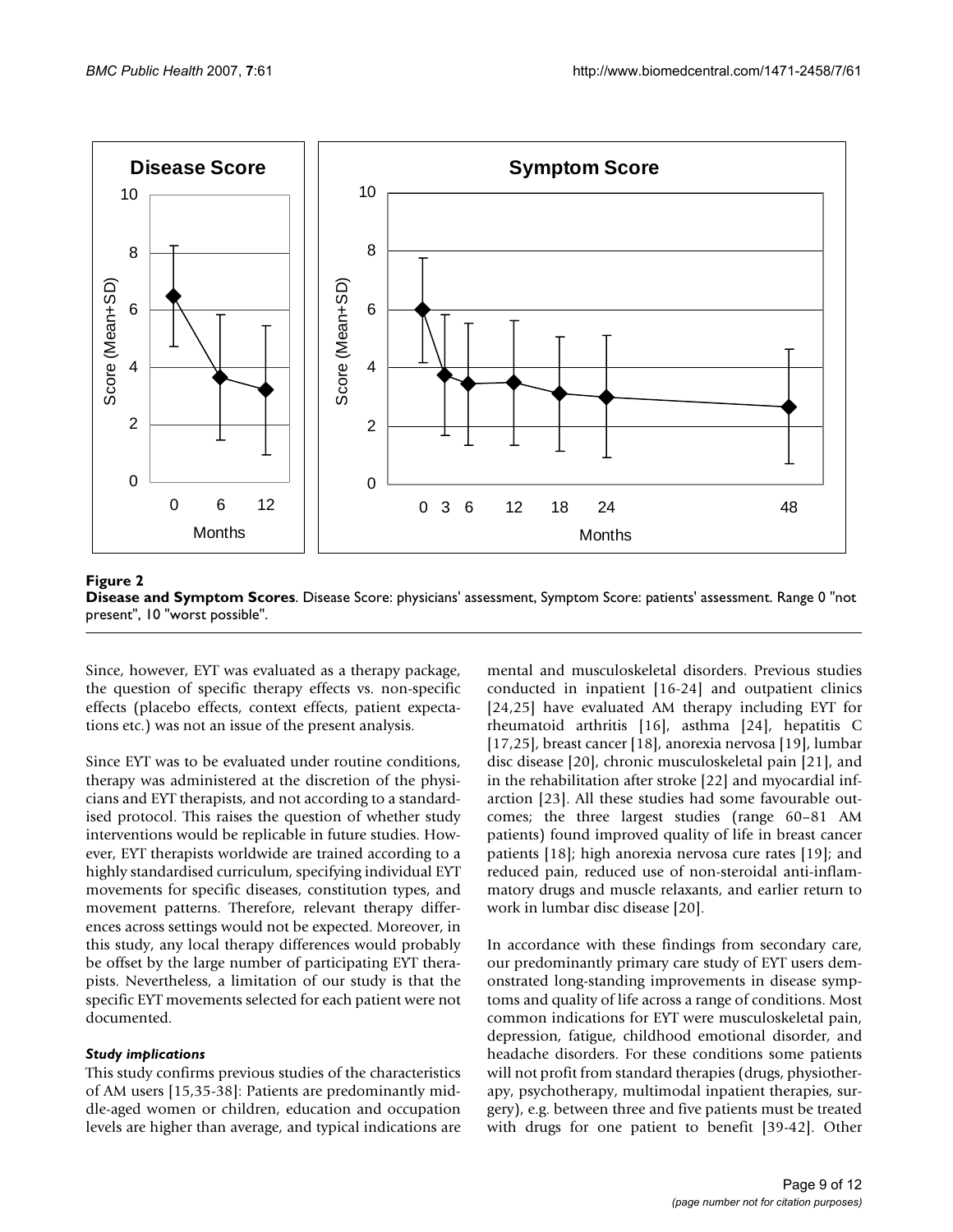**Figure 2**

**Disease and Symptom Scores**. Disease Score: physicians' assessment, Symptom Score: patients' assessment. Range 0 "not present", 10 "worst possible".

Since, however, EYT was evaluated as a therapy package, the question of specific therapy effects vs. non-specific effects (placebo effects, context effects, patient expectations etc.) was not an issue of the present analysis.

Since EYT was to be evaluated under routine conditions, therapy was administered at the discretion of the physicians and EYT therapists, and not according to a standardised protocol. This raises the question of whether study interventions would be replicable in future studies. However, EYT therapists worldwide are trained according to a highly standardised curriculum, specifying individual EYT movements for specific diseases, constitution types, and movement patterns. Therefore, relevant therapy differences across settings would not be expected. Moreover, in this study, any local therapy differences would probably be offset by the large number of participating EYT therapists. Nevertheless, a limitation of our study is that the specific EYT movements selected for each patient were not documented.

### *Study implications*

This study confirms previous studies of the characteristics of AM users [15,35-38]: Patients are predominantly middle-aged women or children, education and occupation levels are higher than average, and typical indications are mental and musculoskeletal disorders. Previous studies conducted in inpatient [16-24] and outpatient clinics [24,25] have evaluated AM therapy including EYT for rheumatoid arthritis [16], asthma [24], hepatitis C [17,25], breast cancer [18], anorexia nervosa [19], lumbar disc disease [20], chronic musculoskeletal pain [21], and in the rehabilitation after stroke [22] and myocardial infarction [23]. All these studies had some favourable outcomes; the three largest studies (range 60–81 AM patients) found improved quality of life in breast cancer patients [18]; high anorexia nervosa cure rates [19]; and reduced pain, reduced use of non-steroidal anti-inflammatory drugs and muscle relaxants, and earlier return to work in lumbar disc disease [20].

In accordance with these findings from secondary care, our predominantly primary care study of EYT users demonstrated long-standing improvements in disease symptoms and quality of life across a range of conditions. Most common indications for EYT were musculoskeletal pain, depression, fatigue, childhood emotional disorder, and headache disorders. For these conditions some patients will not profit from standard therapies (drugs, physiotherapy, psychotherapy, multimodal inpatient therapies, surgery), e.g. between three and five patients must be treated with drugs for one patient to benefit [39-42]. Other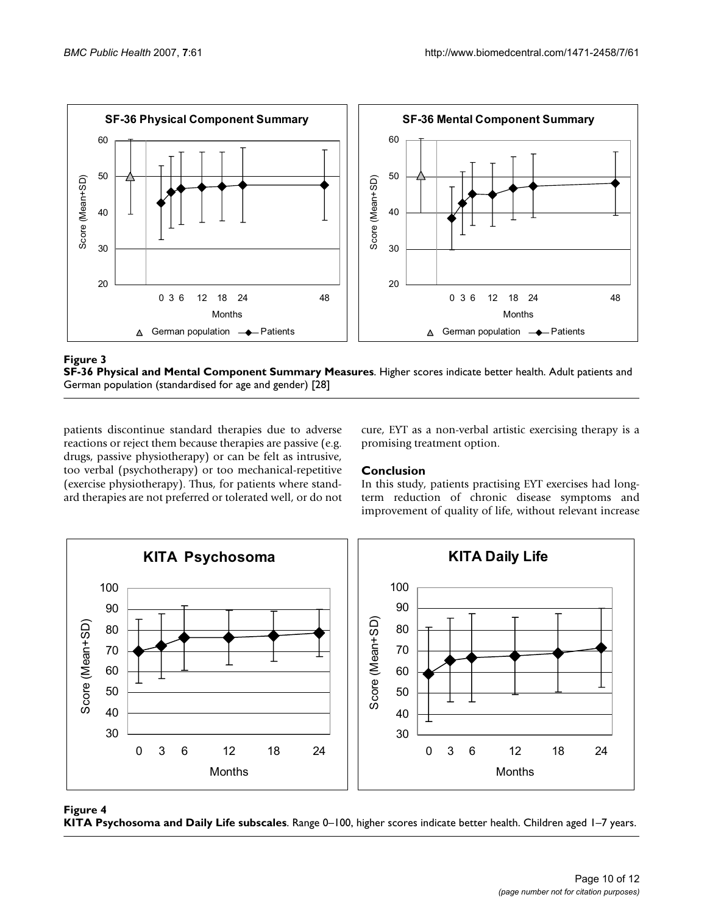**Figure 3**
**SF-36 Physical and Mental Component Summary Measures**. Higher scores indicate better health. Adult patients and German population (standardised for age and gender) [28]

patients discontinue standard therapies due to adverse reactions or reject them because therapies are passive (e.g. drugs, passive physiotherapy) or can be felt as intrusive, too verbal (psychotherapy) or too mechanical-repetitive (exercise physiotherapy). Thus, for patients where standard therapies are not preferred or tolerated well, or do not cure, EYT as a non-verbal artistic exercising therapy is a promising treatment option.

## Conclusion

In this study, patients practising EYT exercises had long-term reduction of chronic disease symptoms and improvement of quality of life, without relevant increase

**Figure 4**
**KITA Psychosoma and Daily Life subscales**. Range 0–100, higher scores indicate better health. Children aged 1–7 years.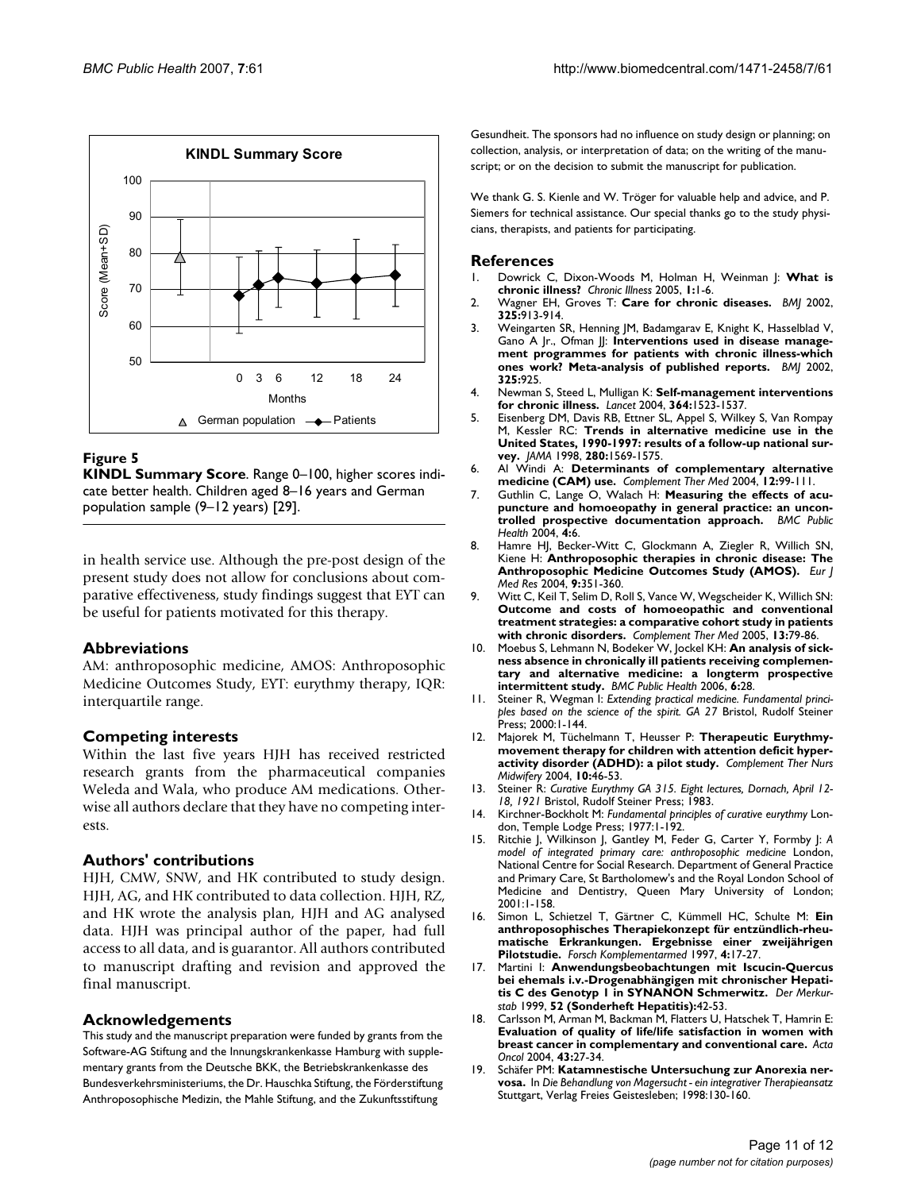KINDL Summary Score

100
90
80
70
60
50

Score (Mean+SD)

0 3 6 12 18 24

Months

German population — Patients

**Figure 5**

**KINDL Summary Score**. Range 0–100, higher scores indicate better health. Children aged 8–16 years and German population sample (9–12 years) [29].

in health service use. Although the pre-post design of the present study does not allow for conclusions about comparative effectiveness, study findings suggest that EYT can be useful for patients motivated for this therapy.

## Abbreviations

AM: anthroposophic medicine, AMOS: Anthroposophic Medicine Outcomes Study, EYT: eurythmy therapy, IQR: interquartile range.

## Competing interests

Within the last five years HJH has received restricted research grants from the pharmaceutical companies Weleda and Wala, who produce AM medications. Otherwise all authors declare that they have no competing interests.

## Authors' contributions

HJH, CMW, SNW, and HK contributed to study design. HJH, AG, and HK contributed to data collection. HJH, RZ, and HK wrote the analysis plan, HJH and AG analysed data. HJH was principal author of the paper, had full access to all data, and is guarantor. All authors contributed to manuscript drafting and revision and approved the final manuscript.

## Acknowledgements

This study and the manuscript preparation were funded by grants from the Software-AG Stiftung and the Innungskrankenkasse Hamburg with supplementary grants from the Deutsche BKK, the Betriebskrankenkasse des Bundesverkehrsministeriums, the Dr. Hauschka Stiftung, the Förderstiftung Anthroposophische Medizin, the Mahle Stiftung, and the Zukunftsstiftung Gesundheit. The sponsors had no influence on study design or planning; on collection, analysis, or interpretation of data; on the writing of the manuscript; or on the decision to submit the manuscript for publication.

We thank G. S. Kienle and W. Tröger for valuable help and advice, and P. Siemers for technical assistance. Our special thanks go to the study physicians, therapists, and patients for participating.

## References

1. Dowrick C, Dixon-Woods M, Holman H, Weinman J: **What is chronic illness?** *Chronic Illness* 2005, **1**:1-6.
2. Wagner EH, Groves T: **Care for chronic diseases.** *BMJ* 2002, **325**:913-914.
3. Weingarten SR, Henning JM, Badamgarav E, Knight K, Hasselblad V, Gano A Jr., Ofman JJ: **Interventions used in disease management programmes for patients with chronic illness-which ones work? Meta-analysis of published reports.** *BMJ* 2002, **325**:925.
4. Newman S, Steed L, Mulligan K: **Self-management interventions for chronic illness.** *Lancet* 2004, **364**:1523-1537.
5. Eisenberg DM, Davis RB, Ettner SL, Appel S, Wilkey S, Van Rompay M, Kessler RC: **Trends in alternative medicine use in the United States, 1990-1997: results of a follow-up national survey.** *JAMA* 1998, **280**:1569-1575.
6. Al Windi A: **Determinants of complementary alternative medicine (CAM) use.** *Complement Ther Med* 2004, **12**:99-111.
7. Guthlin C, Lange O, Walach H: **Measuring the effects of acupuncture and homoeopathy in general practice: an uncontrolled prospective documentation approach.** *BMC Public Health* 2004, **4**:6.
8. Hamre HJ, Becker-Witt C, Glockmann A, Ziegler R, Willich SN, Kiene H: **Anthroposophic therapies in chronic disease: The Anthroposophic Medicine Outcomes Study (AMOS).** *Eur J Med Res* 2004, **9**:351-360.
9. Witt C, Keil T, Selim D, Roll S, Vance W, Wegscheider K, Willich SN: **Outcome and costs of homoeopathic and conventional treatment strategies: a comparative cohort study in patients with chronic disorders.** *Complement Ther Med* 2005, **13**:79-86.
10. Moebus S, Lehmann N, Bodeker W, Jockel KH: **An analysis of sickness absence in chronically ill patients receiving complementary and alternative medicine: a longterm prospective intermittent study.** *BMC Public Health* 2006, **6**:28.
11. Steiner R, Wegman I: *Extending practical medicine. Fundamental principles based on the science of the spirit. GA 27* Bristol, Rudolf Steiner Press; 2000:1-144.
12. Majorek M, Tüchelmann T, Heusser P: **Therapeutic Eurythmy-movement therapy for children with attention deficit hyperactivity disorder (ADHD): a pilot study.** *Complement Ther Nurs Midwifery* 2004, **10**:46-53.
13. Steiner R: *Curative Eurythmy GA 315. Eight lectures, Dornach, April 12-18, 1921* Bristol, Rudolf Steiner Press; 1983.
14. Kirchner-Bockholt M: *Fundamental principles of curative eurythmy* London, Temple Lodge Press; 1977:1-192.
15. Ritchie J, Wilkinson J, Gantley M, Feder G, Carter Y, Formby J: *A model of integrated primary care: anthroposophic medicine* London, National Centre for Social Research. Department of General Practice and Primary Care, St Bartholomew's and the Royal London School of Medicine and Dentistry, Queen Mary University of London; 2001:1-158.
16. Simon L, Schietzel T, Gärtner C, Kümmell HC, Schulte M: **Ein anthroposophisches Therapiekonzept für entzündlich-rheumatische Erkrankungen. Ergebnisse einer zweijährigen Pilotstudie.** *Forsch Komplementarmed* 1997, **4**:17-27.
17. Martini I: **Anwendungsbeobachtungen mit Iscucin-Quercus bei ehemals i.v.-Drogenabhängigen mit chronischer Hepatitis C des Genotyp 1 in SYNANON Schmerwitz.** *Der Merkurstab* 1999, **52 (Sonderheft Hepatitis)**:42-53.
18. Carlsson M, Arman M, Backman M, Flatters U, Hatschek T, Hamrin E: **Evaluation of quality of life/life satisfaction in women with breast cancer in complementary and conventional care.** *Acta Oncol* 2004, **43**:27-34.
19. Schäfer PM: **Katamnestische Untersuchung zur Anorexia nervosa.** In *Die Behandlung von Magersucht - ein integrativer Therapieansatz* Stuttgart, Verlag Freies Geistesleben; 1998:130-160.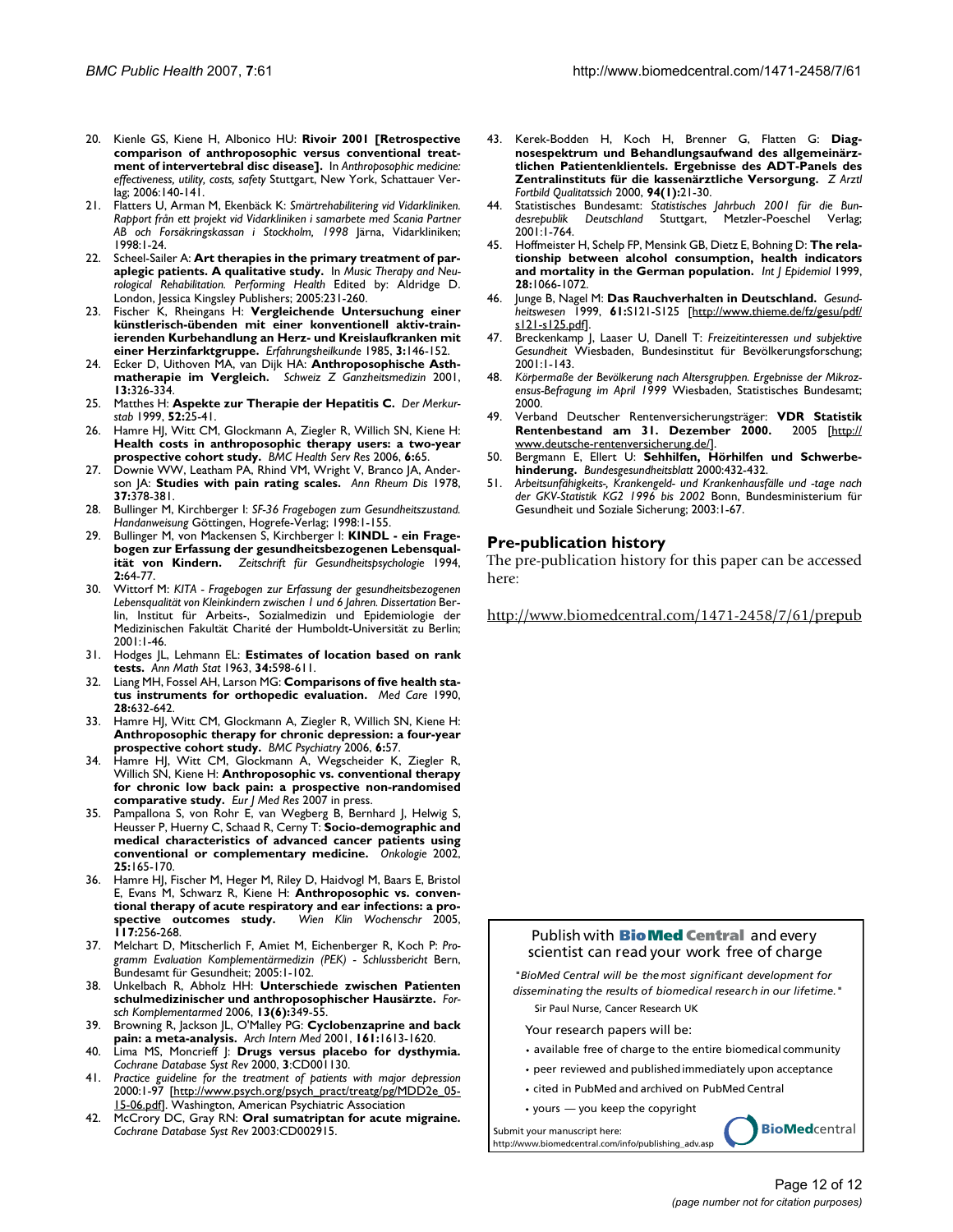20. Kienle GS, Kiene H, Albonico HU: **Rivoir 2001 [Retrospective comparison of anthroposophic versus conventional treatment of intervertebral disc disease].** In *Anthroposophic medicine: effectiveness, utility, costs, safety* Stuttgart, New York, Schattauer Verlag; 2006:140-141.
21. Flatters U, Arman M, Ekenbäck K: *Smärtrehabilitering vid Vidarkliniken. Rapport från ett projekt vid Vidarkliniken i samarbete med Scania Partner AB och Försäkringskassan i Stockholm, 1998* Järna, Vidarkliniken; 1998:1-24.
22. Scheel-Sailer A: **Art therapies in the primary treatment of paraplegic patients. A qualitative study.** In *Music Therapy and Neurological Rehabilitation. Performing Health* Edited by: Aldridge D. London, Jessica Kingsley Publishers; 2005:231-260.
23. Fischer K, Rheingans H: **Vergleichende Untersuchung einer künstlerisch-übenden mit einer konventionell aktiv-trainierenden Kurbehandlung an Herz- und Kreislaufkranken mit einer Herzinfarktgruppe.** *Erfahrungsheilkunde* 1985, **3:**146-152.
24. Ecker D, Uithoven MA, van Dijk HA: **Anthroposophische Asthmatherapie im Vergleich.** *Schweiz Z Ganzheitsmedizin* 2001, **13:**326-334.
25. Matthes H: **Aspekte zur Therapie der Hepatitis C.** *Der Merkurstab* 1999, **52:**25-41.
26. Hamre HJ, Witt CM, Glockmann A, Ziegler R, Willich SN, Kiene H: **Health costs in anthroposophic therapy users: a two-year prospective cohort study.** *BMC Health Serv Res* 2006, **6:**65.
27. Downie WW, Leatham PA, Rhind VM, Wright V, Branco JA, Anderson JA: **Studies with pain rating scales.** *Ann Rheum Dis* 1978, **37:**378-381.
28. Bullinger M, Kirchberger I: *SF-36 Fragebogen zum Gesundheitszustand. Handanweisung* Göttingen, Hogrefe-Verlag; 1998:1-155.
29. Bullinger M, von Mackensen S, Kirchberger I: **KINDL - ein Fragebogen zur Erfassung der gesundheitsbezogenen Lebensqualität von Kindern.** *Zeitschrift für Gesundheitspsychologie* 1994, **2:**64-77.
30. Wittorf M: *KITA - Fragebogen zur Erfassung der gesundheitsbezogenen Lebensqualität von Kleinkindern zwischen 1 und 6 Jahren. Dissertation* Berlin, Institut für Arbeits-, Sozialmedizin und Epidemiologie der Medizinischen Fakultät Charité der Humboldt-Universität zu Berlin; 2001:1-46.
31. Hodges JL, Lehmann EL: **Estimates of location based on rank tests.** *Ann Math Stat* 1963, **34:**598-611.
32. Liang MH, Fossel AH, Larson MG: **Comparisons of five health status instruments for orthopedic evaluation.** *Med Care* 1990, **28:**632-642.
33. Hamre HJ, Witt CM, Glockmann A, Ziegler R, Willich SN, Kiene H: **Anthroposophic therapy for chronic depression: a four-year prospective cohort study.** *BMC Psychiatry* 2006, **6:**57.
34. Hamre HJ, Witt CM, Glockmann A, Wegscheider K, Ziegler R, Willich SN, Kiene H: **Anthroposophic vs. conventional therapy for chronic low back pain: a prospective non-randomised comparative study.** *Eur J Med Res* 2007 in press.
35. Pampallona S, von Rohr E, van Wegberg B, Bernhard J, Helwig S, Heusser P, Huerny C, Schaad R, Cerny T: **Socio-demographic and medical characteristics of advanced cancer patients using conventional or complementary medicine.** *Onkologie* 2002, **25:**165-170.
36. Hamre HJ, Fischer M, Heger M, Riley D, Haidvogl M, Baars E, Bristol E, Evans M, Schwarz R, Kiene H: **Anthroposophic vs. conventional therapy of acute respiratory and ear infections: a prospective outcomes study.** *Wien Klin Wochenschr* 2005, **117:**256-268.
37. Melchart D, Mitscherlich F, Amiet M, Eichenberger R, Koch P: *Programm Evaluation Komplementärmedizin (PEK) - Schlussbericht* Bern, Bundesamt für Gesundheit; 2005:1-102.
38. Unkelbach R, Abholz HH: **Unterschiede zwischen Patienten schulmedizinischer und anthroposophischer Hausärzte.** *Forsch Komplementarmed* 2006, **13(6):**349-55.
39. Browning R, Jackson JL, O'Malley PG: **Cyclobenzaprine and back pain: a meta-analysis.** *Arch Intern Med* 2001, **161:**1613-1620.
40. Lima MS, Moncrieff J: **Drugs versus placebo for dysthymia.** *Cochrane Database Syst Rev* 2000, **3:**CD001130.
41. *Practice guideline for the treatment of patients with major depression* 2000:1-97 [http://www.psych.org/psych_pract/treatg/pg/MDD2e_05-15-06.pdf]. Washington, American Psychiatric Association
42. McCrory DC, Gray RN: **Oral sumatriptan for acute migraine.** *Cochrane Database Syst Rev* 2003:CD002915.
43. Kerek-Bodden H, Koch H, Brenner G, Flatten G: **Diagnosespektrum und Behandlungsaufwand des allgemeinärztlichen Patientenklientels. Ergebnisse des ADT-Panels des Zentralinstituts für die kassenärztliche Versorgung.** *Z Arztl Fortbild Qualitatssich* 2000, **94(1):**21-30.
44. Statistisches Bundesamt: *Statistisches Jahrbuch 2001 für die Bundesrepublik Deutschland* Stuttgart, Metzler-Poeschel Verlag; 2001:1-764.
45. Hoffmeister H, Schelp FP, Mensink GB, Dietz E, Bohning D: **The relationship between alcohol consumption, health indicators and mortality in the German population.** *Int J Epidemiol* 1999, **28:**1066-1072.
46. Junge B, Nagel M: **Das Rauchverhalten in Deutschland.** *Gesundheitswesen* 1999, **61:**S121-S125 [http://www.thieme.de/fz/gesu/pdf/s121-s125.pdf].
47. Breckenkamp J, Laaser U, Danell T: *Freizeitinteressen und subjektive Gesundheit* Wiesbaden, Bundesinstitut für Bevölkerungsforschung; 2001:1-143.
48. *Körpermaße der Bevölkerung nach Altersgruppen. Ergebnisse der Mikrozensus-Befragung im April 1999* Wiesbaden, Statistisches Bundesamt; 2000.
49. Verband Deutscher Rentenversicherungsträger: **VDR Statistik Rentenbestand am 31. Dezember 2000.** 2005 [http://www.deutsche-rentenversicherung.de/].
50. Bergmann E, Ellert U: **Sehhilfen, Hörhilfen und Schwerbehinderung.** *Bundesgesundheitsblatt* 2000:432-432.
51. *Arbeitsunfähigkeits-, Krankengeld- und Krankenhausfälle und -tage nach der GKV-Statistik KG2 1996 bis 2002* Bonn, Bundesministerium für Gesundheit und Soziale Sicherung; 2003:1-67.

## Pre-publication history

The pre-publication history for this paper can be accessed here:

http://www.biomedcentral.com/1471-2458/7/61/prepub

Publish with **BioMed Central** and every scientist can read your work free of charge

*"BioMed Central will be the most significant development for disseminating the results of biomedical research in our lifetime."*

Sir Paul Nurse, Cancer Research UK

Your research papers will be:

- available free of charge to the entire biomedical community
- peer reviewed and published immediately upon acceptance
- cited in PubMed and archived on PubMed Central
- yours — you keep the copyright

Submit your manuscript here:
http://www.biomedcentral.com/info/publishing_adv.asp

BioMedcentral